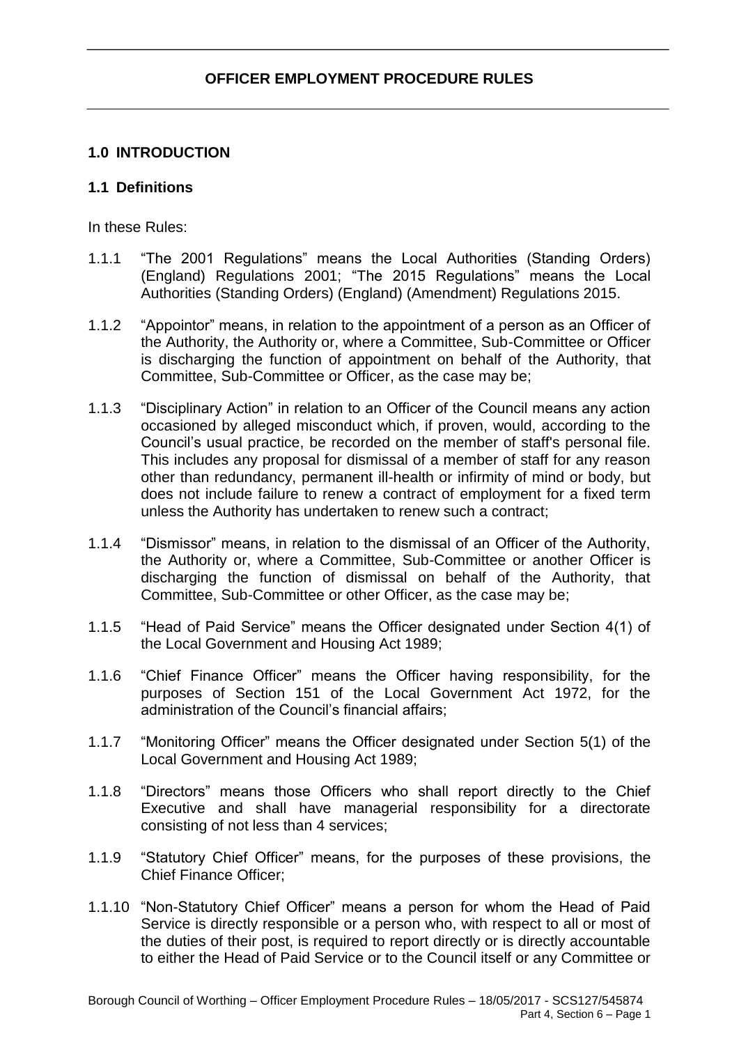# OFFICER EMPLOYMENT PROCEDURE RULES

## 1.0 INTRODUCTION

### 1.1 Definitions

In these Rules:

1.1.1 "The 2001 Regulations" means the Local Authorities (Standing Orders) (England) Regulations 2001; "The 2015 Regulations" means the Local Authorities (Standing Orders) (England) (Amendment) Regulations 2015.

1.1.2 "Appointor" means, in relation to the appointment of a person as an Officer of the Authority, the Authority or, where a Committee, Sub-Committee or Officer is discharging the function of appointment on behalf of the Authority, that Committee, Sub-Committee or Officer, as the case may be;

1.1.3 "Disciplinary Action" in relation to an Officer of the Council means any action occasioned by alleged misconduct which, if proven, would, according to the Council's usual practice, be recorded on the member of staff's personal file. This includes any proposal for dismissal of a member of staff for any reason other than redundancy, permanent ill-health or infirmity of mind or body, but does not include failure to renew a contract of employment for a fixed term unless the Authority has undertaken to renew such a contract;

1.1.4 "Dismissor" means, in relation to the dismissal of an Officer of the Authority, the Authority or, where a Committee, Sub-Committee or another Officer is discharging the function of dismissal on behalf of the Authority, that Committee, Sub-Committee or other Officer, as the case may be;

1.1.5 "Head of Paid Service" means the Officer designated under Section 4(1) of the Local Government and Housing Act 1989;

1.1.6 "Chief Finance Officer" means the Officer having responsibility, for the purposes of Section 151 of the Local Government Act 1972, for the administration of the Council's financial affairs;

1.1.7 "Monitoring Officer" means the Officer designated under Section 5(1) of the Local Government and Housing Act 1989;

1.1.8 "Directors" means those Officers who shall report directly to the Chief Executive and shall have managerial responsibility for a directorate consisting of not less than 4 services;

1.1.9 "Statutory Chief Officer" means, for the purposes of these provisions, the Chief Finance Officer;

1.1.10 "Non-Statutory Chief Officer" means a person for whom the Head of Paid Service is directly responsible or a person who, with respect to all or most of the duties of their post, is required to report directly or is directly accountable to either the Head of Paid Service or to the Council itself or any Committee or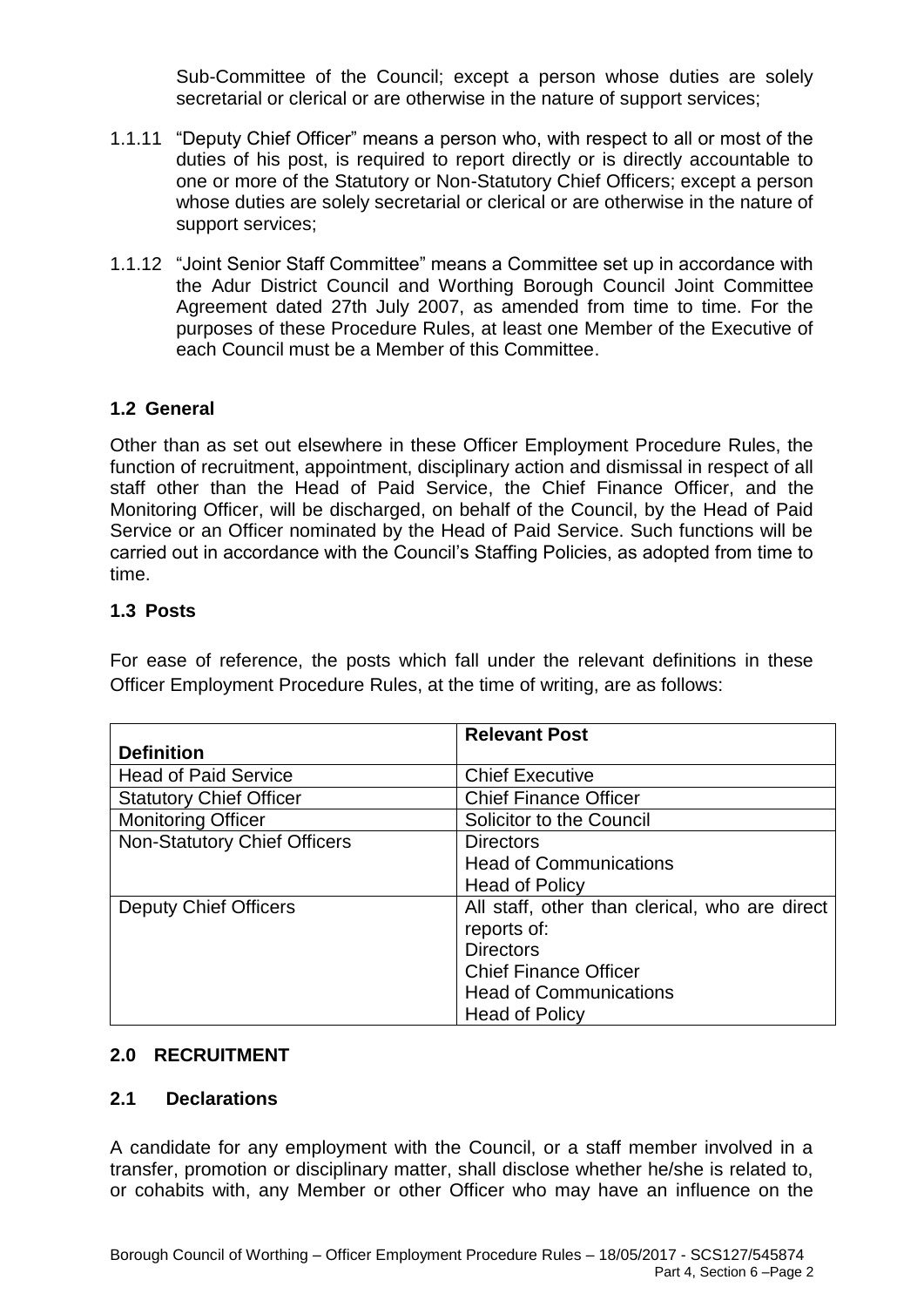Sub-Committee of the Council; except a person whose duties are solely secretarial or clerical or are otherwise in the nature of support services;

1.1.11 “Deputy Chief Officer” means a person who, with respect to all or most of the duties of his post, is required to report directly or is directly accountable to one or more of the Statutory or Non-Statutory Chief Officers; except a person whose duties are solely secretarial or clerical or are otherwise in the nature of support services;

1.1.12 “Joint Senior Staff Committee” means a Committee set up in accordance with the Adur District Council and Worthing Borough Council Joint Committee Agreement dated 27th July 2007, as amended from time to time. For the purposes of these Procedure Rules, at least one Member of the Executive of each Council must be a Member of this Committee.

## 1.2 General

Other than as set out elsewhere in these Officer Employment Procedure Rules, the function of recruitment, appointment, disciplinary action and dismissal in respect of all staff other than the Head of Paid Service, the Chief Finance Officer, and the Monitoring Officer, will be discharged, on behalf of the Council, by the Head of Paid Service or an Officer nominated by the Head of Paid Service. Such functions will be carried out in accordance with the Council’s Staffing Policies, as adopted from time to time.

## 1.3 Posts

For ease of reference, the posts which fall under the relevant definitions in these Officer Employment Procedure Rules, at the time of writing, are as follows:

| Definition | Relevant Post |
|---|---|
| Head of Paid Service | Chief Executive |
| Statutory Chief Officer | Chief Finance Officer |
| Monitoring Officer | Solicitor to the Council |
| Non-Statutory Chief Officers | Directors<br>Head of Communications<br>Head of Policy |
| Deputy Chief Officers | All staff, other than clerical, who are direct reports of:<br>Directors<br>Chief Finance Officer<br>Head of Communications<br>Head of Policy |

## 2.0 RECRUITMENT

### 2.1 Declarations

A candidate for any employment with the Council, or a staff member involved in a transfer, promotion or disciplinary matter, shall disclose whether he/she is related to, or cohabits with, any Member or other Officer who may have an influence on the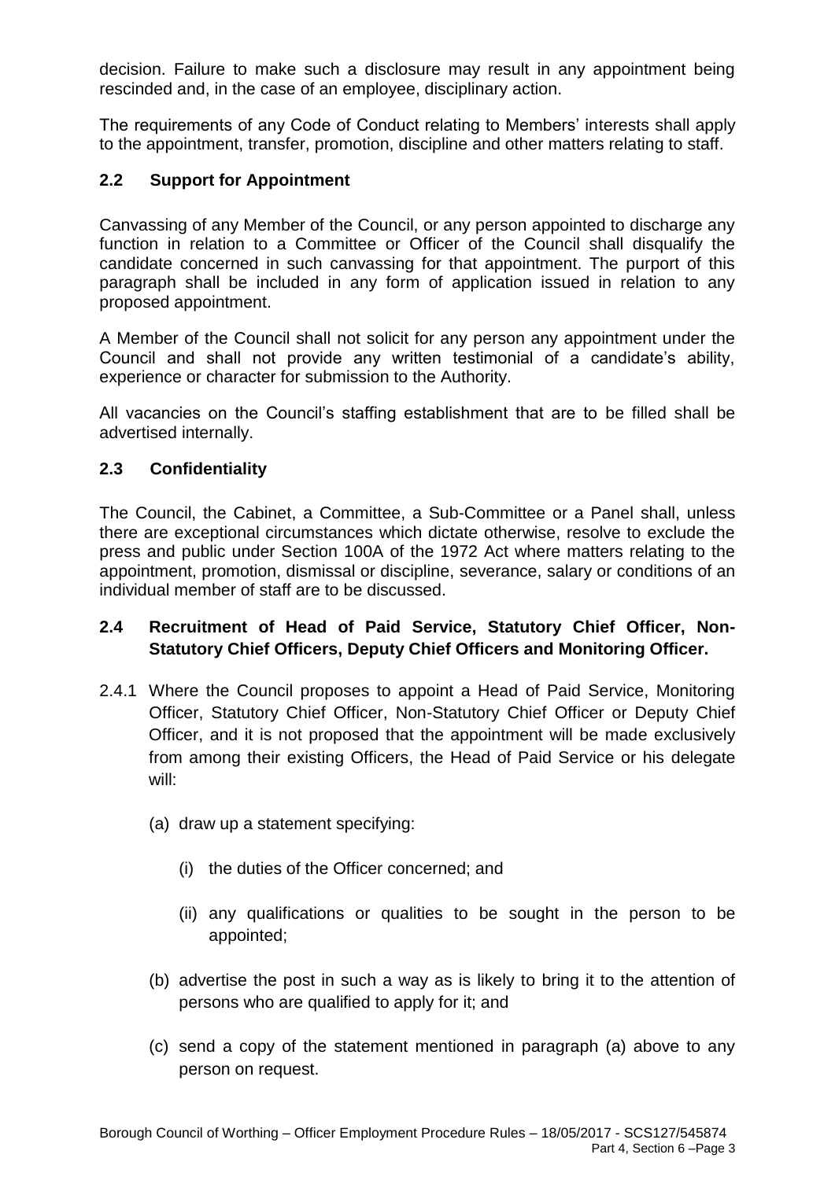decision. Failure to make such a disclosure may result in any appointment being rescinded and, in the case of an employee, disciplinary action.

The requirements of any Code of Conduct relating to Members' interests shall apply to the appointment, transfer, promotion, discipline and other matters relating to staff.

### 2.2 Support for Appointment

Canvassing of any Member of the Council, or any person appointed to discharge any function in relation to a Committee or Officer of the Council shall disqualify the candidate concerned in such canvassing for that appointment. The purport of this paragraph shall be included in any form of application issued in relation to any proposed appointment.

A Member of the Council shall not solicit for any person any appointment under the Council and shall not provide any written testimonial of a candidate's ability, experience or character for submission to the Authority.

All vacancies on the Council's staffing establishment that are to be filled shall be advertised internally.

### 2.3 Confidentiality

The Council, the Cabinet, a Committee, a Sub-Committee or a Panel shall, unless there are exceptional circumstances which dictate otherwise, resolve to exclude the press and public under Section 100A of the 1972 Act where matters relating to the appointment, promotion, dismissal or discipline, severance, salary or conditions of an individual member of staff are to be discussed.

### 2.4 Recruitment of Head of Paid Service, Statutory Chief Officer, Non-Statutory Chief Officers, Deputy Chief Officers and Monitoring Officer.

2.4.1 Where the Council proposes to appoint a Head of Paid Service, Monitoring Officer, Statutory Chief Officer, Non-Statutory Chief Officer or Deputy Chief Officer, and it is not proposed that the appointment will be made exclusively from among their existing Officers, the Head of Paid Service or his delegate will:

(a) draw up a statement specifying:

(i) the duties of the Officer concerned; and

(ii) any qualifications or qualities to be sought in the person to be appointed;

(b) advertise the post in such a way as is likely to bring it to the attention of persons who are qualified to apply for it; and

(c) send a copy of the statement mentioned in paragraph (a) above to any person on request.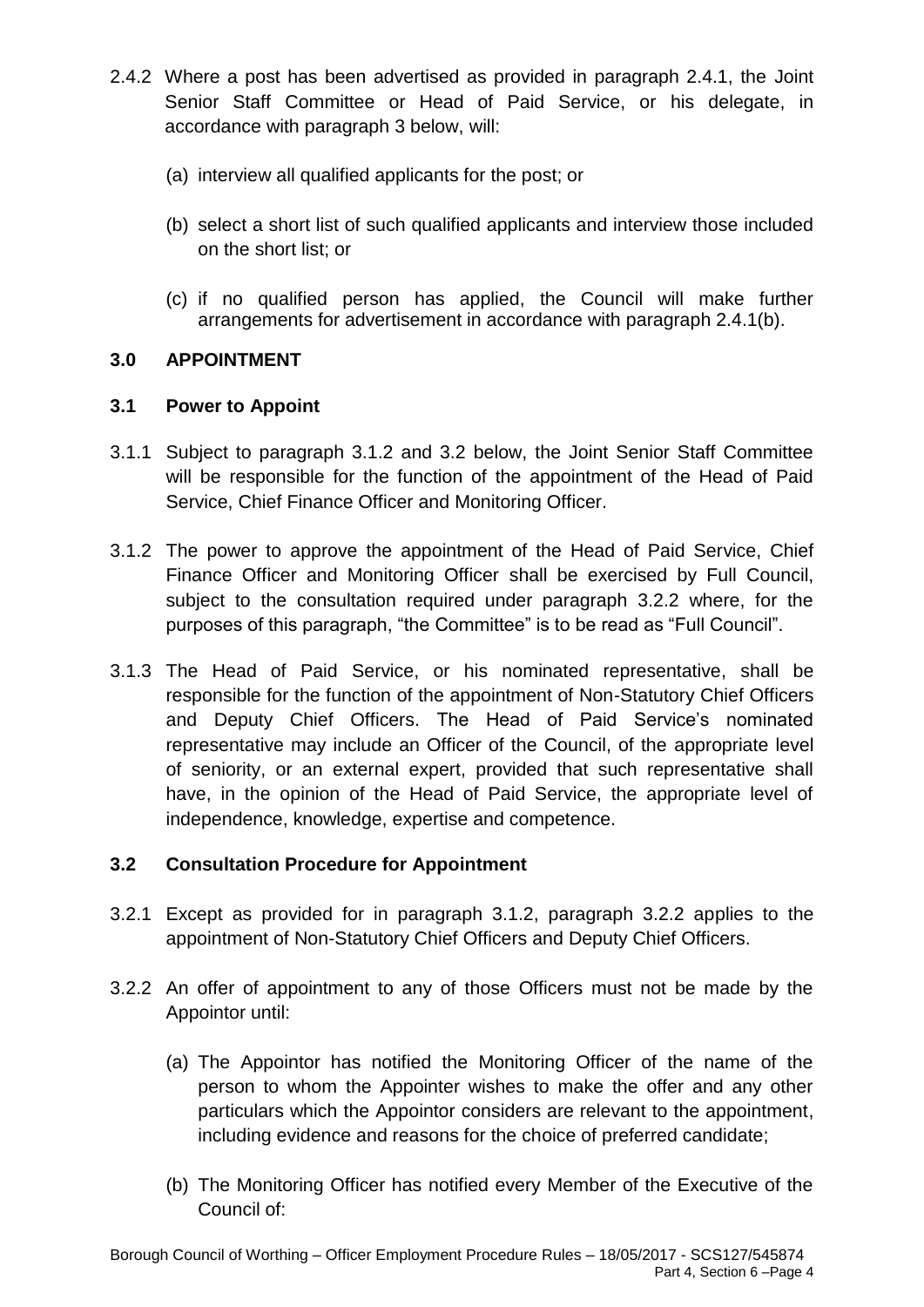2.4.2 Where a post has been advertised as provided in paragraph 2.4.1, the Joint Senior Staff Committee or Head of Paid Service, or his delegate, in accordance with paragraph 3 below, will:

(a) interview all qualified applicants for the post; or

(b) select a short list of such qualified applicants and interview those included on the short list; or

(c) if no qualified person has applied, the Council will make further arrangements for advertisement in accordance with paragraph 2.4.1(b).

## 3.0 APPOINTMENT

### 3.1 Power to Appoint

3.1.1 Subject to paragraph 3.1.2 and 3.2 below, the Joint Senior Staff Committee will be responsible for the function of the appointment of the Head of Paid Service, Chief Finance Officer and Monitoring Officer.

3.1.2 The power to approve the appointment of the Head of Paid Service, Chief Finance Officer and Monitoring Officer shall be exercised by Full Council, subject to the consultation required under paragraph 3.2.2 where, for the purposes of this paragraph, "the Committee" is to be read as "Full Council".

3.1.3 The Head of Paid Service, or his nominated representative, shall be responsible for the function of the appointment of Non-Statutory Chief Officers and Deputy Chief Officers. The Head of Paid Service's nominated representative may include an Officer of the Council, of the appropriate level of seniority, or an external expert, provided that such representative shall have, in the opinion of the Head of Paid Service, the appropriate level of independence, knowledge, expertise and competence.

### 3.2 Consultation Procedure for Appointment

3.2.1 Except as provided for in paragraph 3.1.2, paragraph 3.2.2 applies to the appointment of Non-Statutory Chief Officers and Deputy Chief Officers.

3.2.2 An offer of appointment to any of those Officers must not be made by the Appointor until:

(a) The Appointor has notified the Monitoring Officer of the name of the person to whom the Appointer wishes to make the offer and any other particulars which the Appointor considers are relevant to the appointment, including evidence and reasons for the choice of preferred candidate;

(b) The Monitoring Officer has notified every Member of the Executive of the Council of: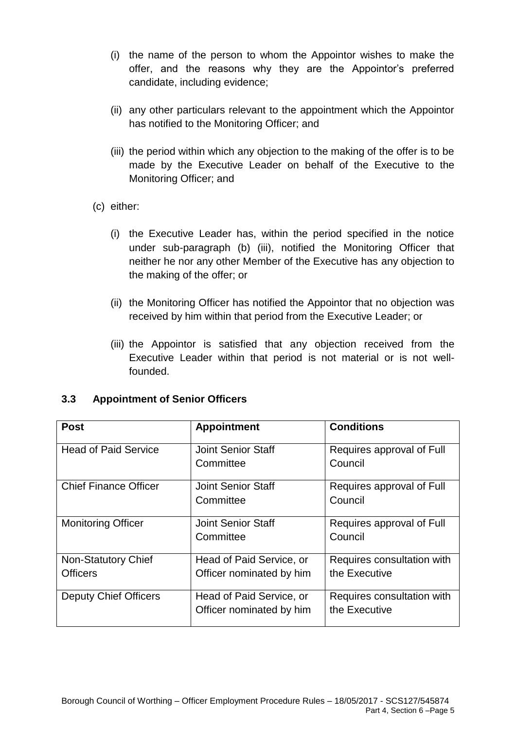(i) the name of the person to whom the Appointor wishes to make the offer, and the reasons why they are the Appointor's preferred candidate, including evidence;

(ii) any other particulars relevant to the appointment which the Appointor has notified to the Monitoring Officer; and

(iii) the period within which any objection to the making of the offer is to be made by the Executive Leader on behalf of the Executive to the Monitoring Officer; and

(c) either:

(i) the Executive Leader has, within the period specified in the notice under sub-paragraph (b) (iii), notified the Monitoring Officer that neither he nor any other Member of the Executive has any objection to the making of the offer; or

(ii) the Monitoring Officer has notified the Appointor that no objection was received by him within that period from the Executive Leader; or

(iii) the Appointor is satisfied that any objection received from the Executive Leader within that period is not material or is not well-founded.

### 3.3 Appointment of Senior Officers

| Post | Appointment | Conditions |
|---|---|---|
| Head of Paid Service | Joint Senior Staff Committee | Requires approval of Full Council |
| Chief Finance Officer | Joint Senior Staff Committee | Requires approval of Full Council |
| Monitoring Officer | Joint Senior Staff Committee | Requires approval of Full Council |
| Non-Statutory Chief Officers | Head of Paid Service, or Officer nominated by him | Requires consultation with the Executive |
| Deputy Chief Officers | Head of Paid Service, or Officer nominated by him | Requires consultation with the Executive |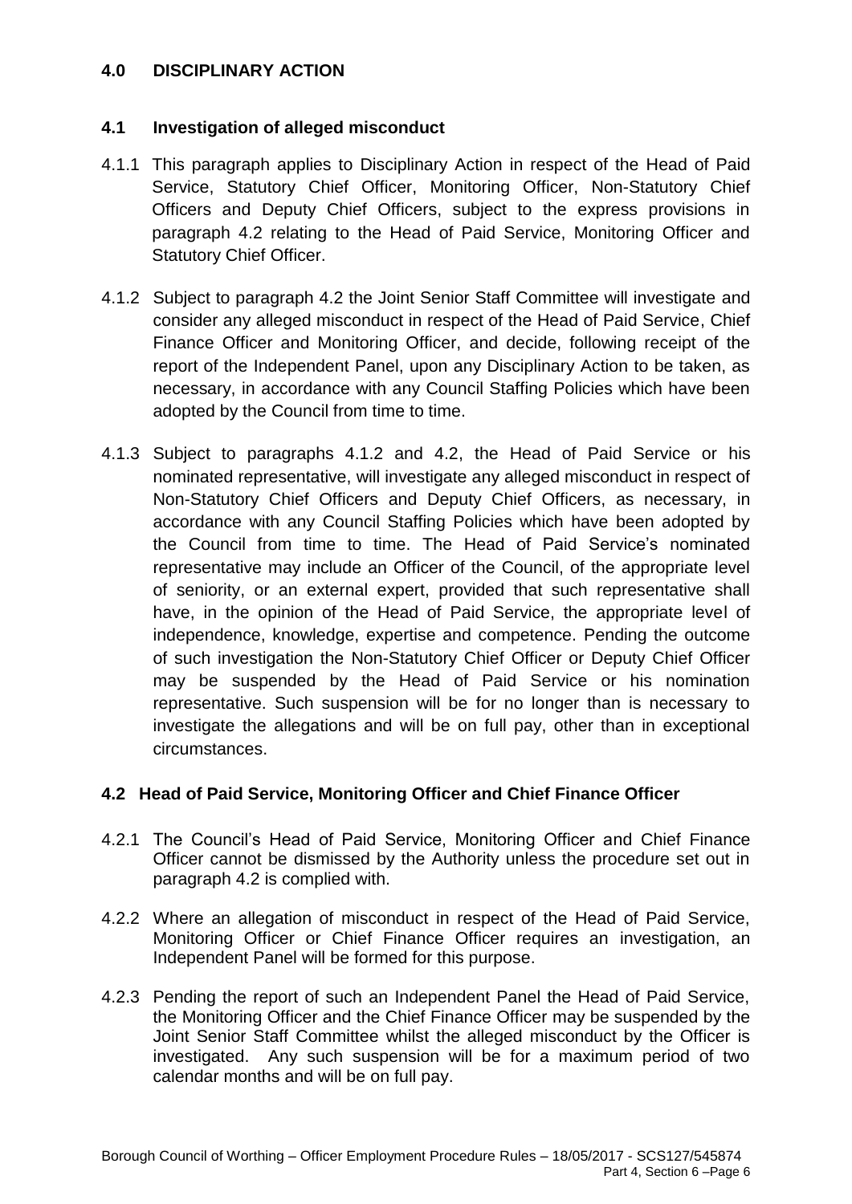## 4.0 DISCIPLINARY ACTION

### 4.1 Investigation of alleged misconduct

4.1.1 This paragraph applies to Disciplinary Action in respect of the Head of Paid Service, Statutory Chief Officer, Monitoring Officer, Non-Statutory Chief Officers and Deputy Chief Officers, subject to the express provisions in paragraph 4.2 relating to the Head of Paid Service, Monitoring Officer and Statutory Chief Officer.

4.1.2 Subject to paragraph 4.2 the Joint Senior Staff Committee will investigate and consider any alleged misconduct in respect of the Head of Paid Service, Chief Finance Officer and Monitoring Officer, and decide, following receipt of the report of the Independent Panel, upon any Disciplinary Action to be taken, as necessary, in accordance with any Council Staffing Policies which have been adopted by the Council from time to time.

4.1.3 Subject to paragraphs 4.1.2 and 4.2, the Head of Paid Service or his nominated representative, will investigate any alleged misconduct in respect of Non-Statutory Chief Officers and Deputy Chief Officers, as necessary, in accordance with any Council Staffing Policies which have been adopted by the Council from time to time. The Head of Paid Service's nominated representative may include an Officer of the Council, of the appropriate level of seniority, or an external expert, provided that such representative shall have, in the opinion of the Head of Paid Service, the appropriate level of independence, knowledge, expertise and competence. Pending the outcome of such investigation the Non-Statutory Chief Officer or Deputy Chief Officer may be suspended by the Head of Paid Service or his nomination representative. Such suspension will be for no longer than is necessary to investigate the allegations and will be on full pay, other than in exceptional circumstances.

### 4.2 Head of Paid Service, Monitoring Officer and Chief Finance Officer

4.2.1 The Council's Head of Paid Service, Monitoring Officer and Chief Finance Officer cannot be dismissed by the Authority unless the procedure set out in paragraph 4.2 is complied with.

4.2.2 Where an allegation of misconduct in respect of the Head of Paid Service, Monitoring Officer or Chief Finance Officer requires an investigation, an Independent Panel will be formed for this purpose.

4.2.3 Pending the report of such an Independent Panel the Head of Paid Service, the Monitoring Officer and the Chief Finance Officer may be suspended by the Joint Senior Staff Committee whilst the alleged misconduct by the Officer is investigated. Any such suspension will be for a maximum period of two calendar months and will be on full pay.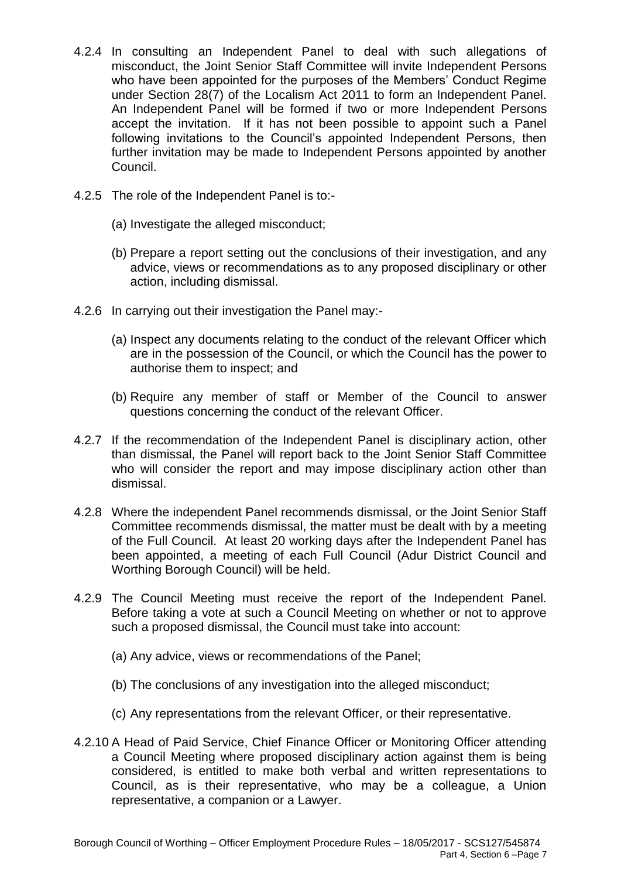4.2.4 In consulting an Independent Panel to deal with such allegations of misconduct, the Joint Senior Staff Committee will invite Independent Persons who have been appointed for the purposes of the Members' Conduct Regime under Section 28(7) of the Localism Act 2011 to form an Independent Panel. An Independent Panel will be formed if two or more Independent Persons accept the invitation. If it has not been possible to appoint such a Panel following invitations to the Council's appointed Independent Persons, then further invitation may be made to Independent Persons appointed by another Council.

4.2.5 The role of the Independent Panel is to:-

(a) Investigate the alleged misconduct;

(b) Prepare a report setting out the conclusions of their investigation, and any advice, views or recommendations as to any proposed disciplinary or other action, including dismissal.

4.2.6 In carrying out their investigation the Panel may:-

(a) Inspect any documents relating to the conduct of the relevant Officer which are in the possession of the Council, or which the Council has the power to authorise them to inspect; and

(b) Require any member of staff or Member of the Council to answer questions concerning the conduct of the relevant Officer.

4.2.7 If the recommendation of the Independent Panel is disciplinary action, other than dismissal, the Panel will report back to the Joint Senior Staff Committee who will consider the report and may impose disciplinary action other than dismissal.

4.2.8 Where the independent Panel recommends dismissal, or the Joint Senior Staff Committee recommends dismissal, the matter must be dealt with by a meeting of the Full Council. At least 20 working days after the Independent Panel has been appointed, a meeting of each Full Council (Adur District Council and Worthing Borough Council) will be held.

4.2.9 The Council Meeting must receive the report of the Independent Panel. Before taking a vote at such a Council Meeting on whether or not to approve such a proposed dismissal, the Council must take into account:

(a) Any advice, views or recommendations of the Panel;

(b) The conclusions of any investigation into the alleged misconduct;

(c) Any representations from the relevant Officer, or their representative.

4.2.10 A Head of Paid Service, Chief Finance Officer or Monitoring Officer attending a Council Meeting where proposed disciplinary action against them is being considered, is entitled to make both verbal and written representations to Council, as is their representative, who may be a colleague, a Union representative, a companion or a Lawyer.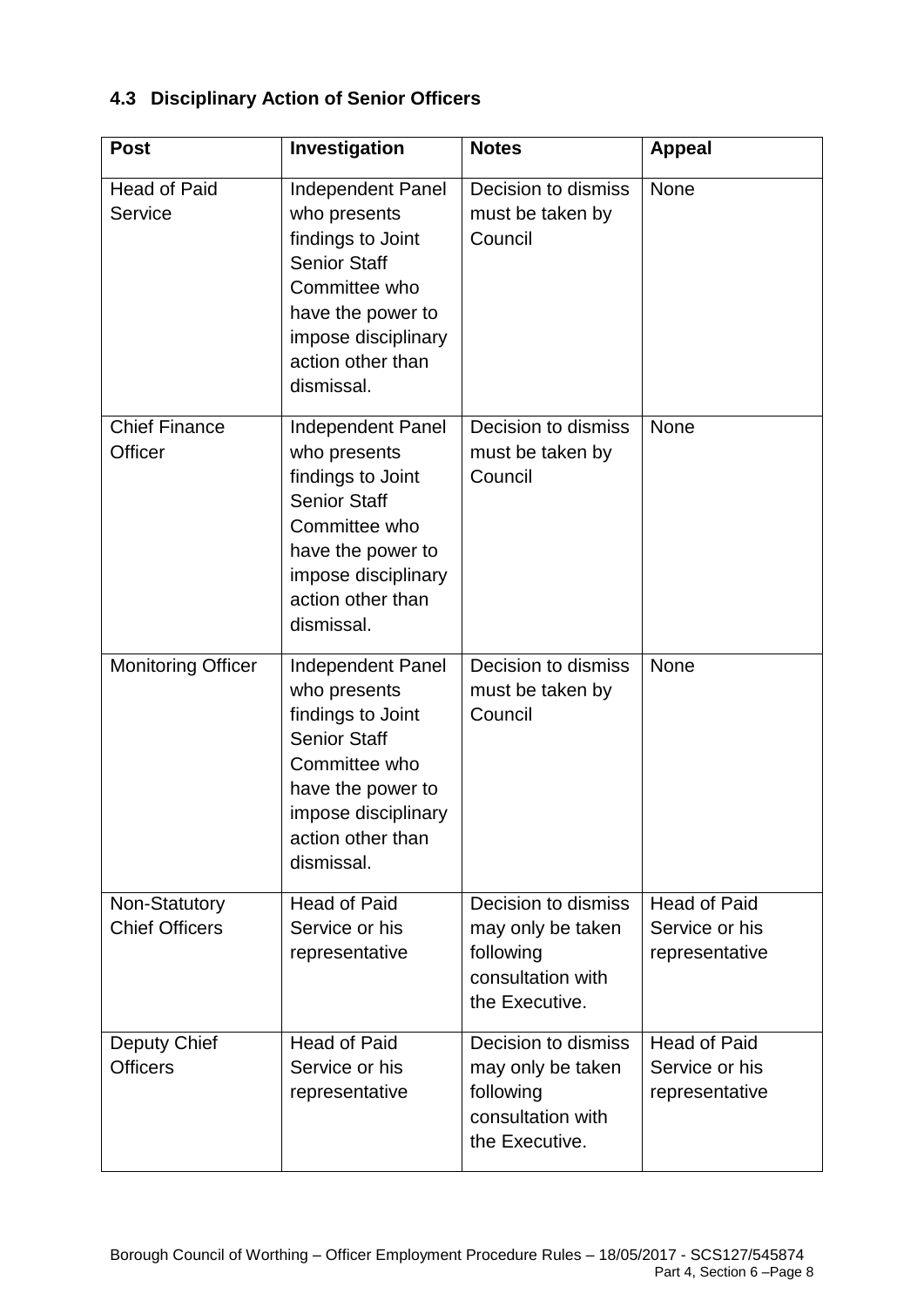### 4.3 Disciplinary Action of Senior Officers

| Post | Investigation | Notes | Appeal |
|---|---|---|---|
| Head of Paid Service | Independent Panel who presents findings to Joint Senior Staff Committee who have the power to impose disciplinary action other than dismissal. | Decision to dismiss must be taken by Council | None |
| Chief Finance Officer | Independent Panel who presents findings to Joint Senior Staff Committee who have the power to impose disciplinary action other than dismissal. | Decision to dismiss must be taken by Council | None |
| Monitoring Officer | Independent Panel who presents findings to Joint Senior Staff Committee who have the power to impose disciplinary action other than dismissal. | Decision to dismiss must be taken by Council | None |
| Non-Statutory Chief Officers | Head of Paid Service or his representative | Decision to dismiss may only be taken following consultation with the Executive. | Head of Paid Service or his representative |
| Deputy Chief Officers | Head of Paid Service or his representative | Decision to dismiss may only be taken following consultation with the Executive. | Head of Paid Service or his representative |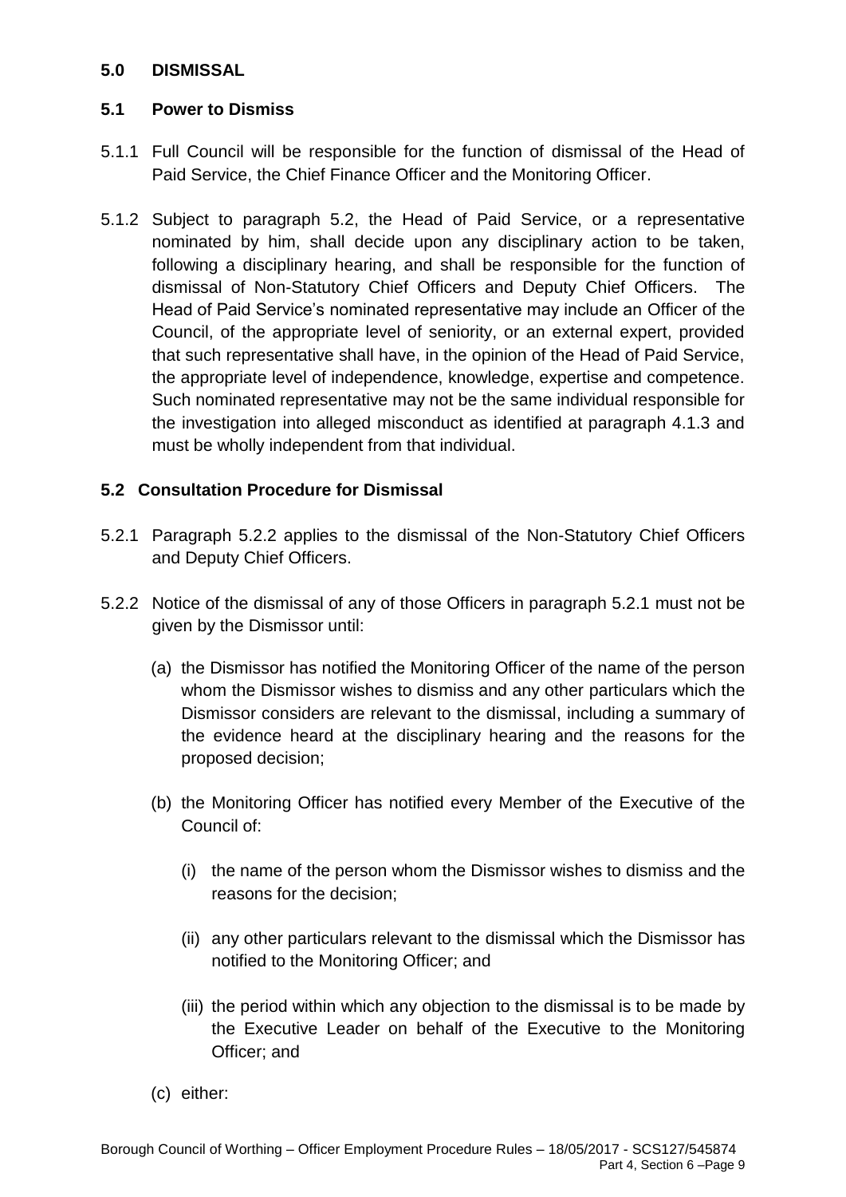## 5.0 DISMISSAL

### 5.1 Power to Dismiss

5.1.1 Full Council will be responsible for the function of dismissal of the Head of Paid Service, the Chief Finance Officer and the Monitoring Officer.

5.1.2 Subject to paragraph 5.2, the Head of Paid Service, or a representative nominated by him, shall decide upon any disciplinary action to be taken, following a disciplinary hearing, and shall be responsible for the function of dismissal of Non-Statutory Chief Officers and Deputy Chief Officers. The Head of Paid Service's nominated representative may include an Officer of the Council, of the appropriate level of seniority, or an external expert, provided that such representative shall have, in the opinion of the Head of Paid Service, the appropriate level of independence, knowledge, expertise and competence. Such nominated representative may not be the same individual responsible for the investigation into alleged misconduct as identified at paragraph 4.1.3 and must be wholly independent from that individual.

### 5.2 Consultation Procedure for Dismissal

5.2.1 Paragraph 5.2.2 applies to the dismissal of the Non-Statutory Chief Officers and Deputy Chief Officers.

5.2.2 Notice of the dismissal of any of those Officers in paragraph 5.2.1 must not be given by the Dismissor until:

(a) the Dismissor has notified the Monitoring Officer of the name of the person whom the Dismissor wishes to dismiss and any other particulars which the Dismissor considers are relevant to the dismissal, including a summary of the evidence heard at the disciplinary hearing and the reasons for the proposed decision;

(b) the Monitoring Officer has notified every Member of the Executive of the Council of:

(i) the name of the person whom the Dismissor wishes to dismiss and the reasons for the decision;

(ii) any other particulars relevant to the dismissal which the Dismissor has notified to the Monitoring Officer; and

(iii) the period within which any objection to the dismissal is to be made by the Executive Leader on behalf of the Executive to the Monitoring Officer; and

(c) either: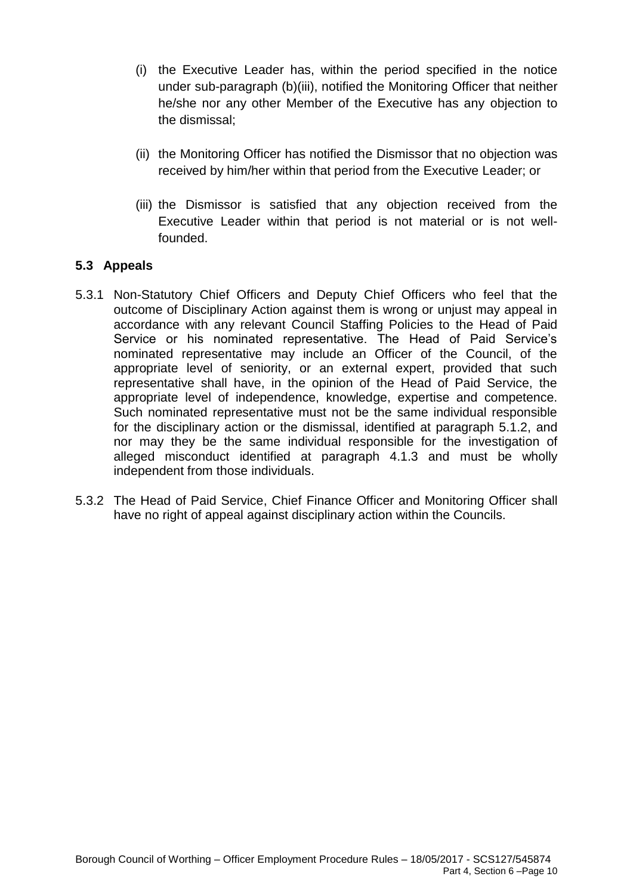(i) the Executive Leader has, within the period specified in the notice under sub-paragraph (b)(iii), notified the Monitoring Officer that neither he/she nor any other Member of the Executive has any objection to the dismissal;

(ii) the Monitoring Officer has notified the Dismissor that no objection was received by him/her within that period from the Executive Leader; or

(iii) the Dismissor is satisfied that any objection received from the Executive Leader within that period is not material or is not well-founded.

### 5.3 Appeals

5.3.1 Non-Statutory Chief Officers and Deputy Chief Officers who feel that the outcome of Disciplinary Action against them is wrong or unjust may appeal in accordance with any relevant Council Staffing Policies to the Head of Paid Service or his nominated representative. The Head of Paid Service's nominated representative may include an Officer of the Council, of the appropriate level of seniority, or an external expert, provided that such representative shall have, in the opinion of the Head of Paid Service, the appropriate level of independence, knowledge, expertise and competence. Such nominated representative must not be the same individual responsible for the disciplinary action or the dismissal, identified at paragraph 5.1.2, and nor may they be the same individual responsible for the investigation of alleged misconduct identified at paragraph 4.1.3 and must be wholly independent from those individuals.

5.3.2 The Head of Paid Service, Chief Finance Officer and Monitoring Officer shall have no right of appeal against disciplinary action within the Councils.